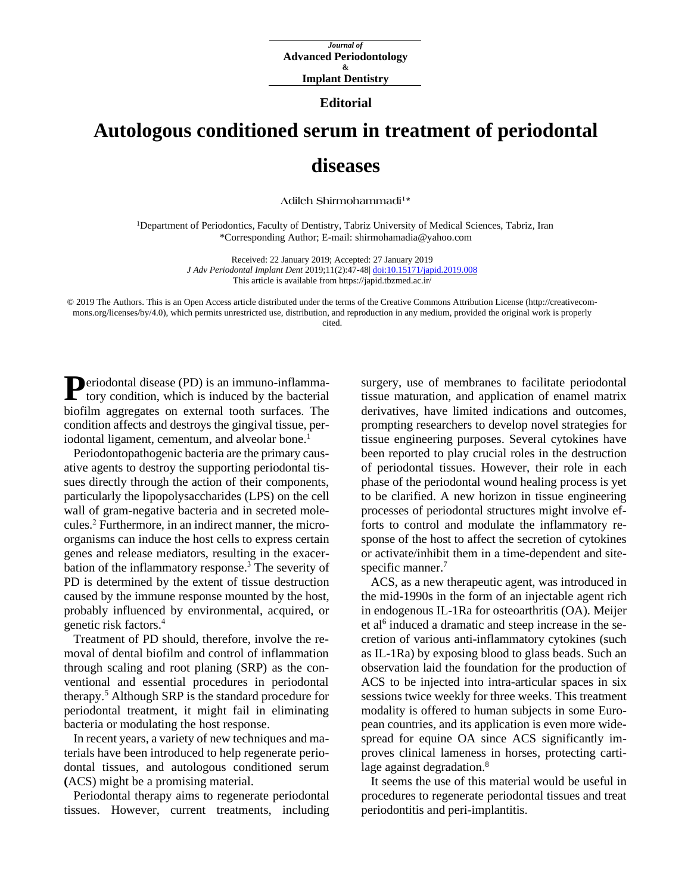Journal of
**Advanced Periodontology**
&
**Implant Dentistry**

**Editorial**

# Autologous conditioned serum in treatment of periodontal diseases

Adileh Shirmohammadi[1]*

[1]Department of Periodontics, Faculty of Dentistry, Tabriz University of Medical Sciences, Tabriz, Iran
*Corresponding Author; E-mail: shirmohamadia@yahoo.com

Received: 22 January 2019; Accepted: 27 January 2019
*J Adv Periodontal Implant Dent* 2019;11(2):47-48| doi:10.15171/japid.2019.008
This article is available from https://japid.tbzmed.ac.ir/

© 2019 The Authors. This is an Open Access article distributed under the terms of the Creative Commons Attribution License (http://creativecommons.org/licenses/by/4.0), which permits unrestricted use, distribution, and reproduction in any medium, provided the original work is properly cited.

Periodontal disease (PD) is an immuno-inflammatory condition, which is induced by the bacterial biofilm aggregates on external tooth surfaces. The condition affects and destroys the gingival tissue, periodontal ligament, cementum, and alveolar bone.[1]

Periodontopathogenic bacteria are the primary causative agents to destroy the supporting periodontal tissues directly through the action of their components, particularly the lipopolysaccharides (LPS) on the cell wall of gram-negative bacteria and in secreted molecules.[2] Furthermore, in an indirect manner, the microorganisms can induce the host cells to express certain genes and release mediators, resulting in the exacerbation of the inflammatory response.[3] The severity of PD is determined by the extent of tissue destruction caused by the immune response mounted by the host, probably influenced by environmental, acquired, or genetic risk factors.[4]

Treatment of PD should, therefore, involve the removal of dental biofilm and control of inflammation through scaling and root planing (SRP) as the conventional and essential procedures in periodontal therapy.[5] Although SRP is the standard procedure for periodontal treatment, it might fail in eliminating bacteria or modulating the host response.

In recent years, a variety of new techniques and materials have been introduced to help regenerate periodontal tissues, and autologous conditioned serum **(**ACS) might be a promising material.

Periodontal therapy aims to regenerate periodontal tissues. However, current treatments, including surgery, use of membranes to facilitate periodontal tissue maturation, and application of enamel matrix derivatives, have limited indications and outcomes, prompting researchers to develop novel strategies for tissue engineering purposes. Several cytokines have been reported to play crucial roles in the destruction of periodontal tissues. However, their role in each phase of the periodontal wound healing process is yet to be clarified. A new horizon in tissue engineering processes of periodontal structures might involve efforts to control and modulate the inflammatory response of the host to affect the secretion of cytokines or activate/inhibit them in a time-dependent and site-specific manner.[7]

ACS, as a new therapeutic agent, was introduced in the mid-1990s in the form of an injectable agent rich in endogenous IL-1Ra for osteoarthritis (OA). Meijer et al[6] induced a dramatic and steep increase in the secretion of various anti-inflammatory cytokines (such as IL-1Ra) by exposing blood to glass beads. Such an observation laid the foundation for the production of ACS to be injected into intra-articular spaces in six sessions twice weekly for three weeks. This treatment modality is offered to human subjects in some European countries, and its application is even more widespread for equine OA since ACS significantly improves clinical lameness in horses, protecting cartilage against degradation.[8]

It seems the use of this material would be useful in procedures to regenerate periodontal tissues and treat periodontitis and peri-implantitis.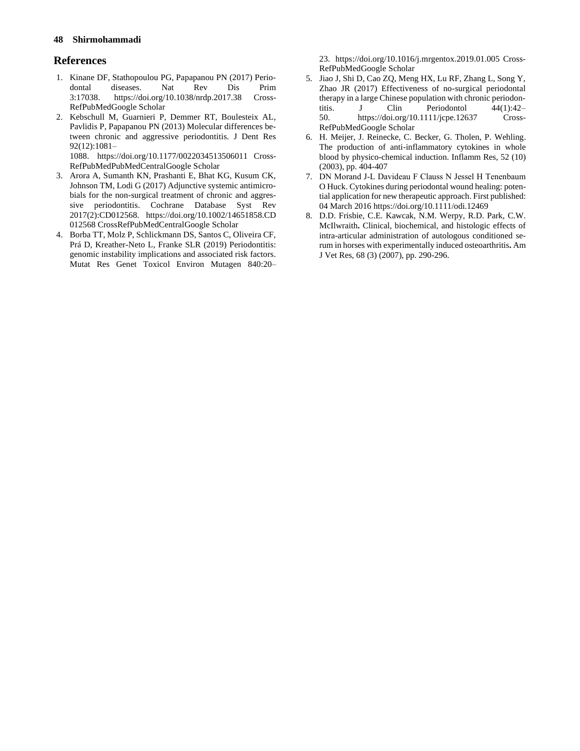## References

1. Kinane DF, Stathopoulou PG, Papapanou PN (2017) Periodontal diseases. Nat Rev Dis Prim 3:17038. https://doi.org/10.1038/nrdp.2017.38 CrossRefPubMedGoogle Scholar
2. Kebschull M, Guarnieri P, Demmer RT, Boulesteix AL, Pavlidis P, Papapanou PN (2013) Molecular differences between chronic and aggressive periodontitis. J Dent Res 92(12):1081–1088. https://doi.org/10.1177/0022034513506011 CrossRefPubMedPubMedCentralGoogle Scholar
3. Arora A, Sumanth KN, Prashanti E, Bhat KG, Kusum CK, Johnson TM, Lodi G (2017) Adjunctive systemic antimicrobials for the non-surgical treatment of chronic and aggressive periodontitis. Cochrane Database Syst Rev 2017(2):CD012568. https://doi.org/10.1002/14651858.CD012568 CrossRefPubMedPubMedCentralGoogle Scholar
4. Borba TT, Molz P, Schlickmann DS, Santos C, Oliveira CF, Prá D, Kreather-Neto L, Franke SLR (2019) Periodontitis: genomic instability implications and associated risk factors. Mutat Res Genet Toxicol Environ Mutagen 840:20–23. https://doi.org/10.1016/j.mrgentox.2019.01.005 CrossRefPubMedGoogle Scholar
5. Jiao J, Shi D, Cao ZQ, Meng HX, Lu RF, Zhang L, Song Y, Zhao JR (2017) Effectiveness of no-surgical periodontal therapy in a large Chinese population with chronic periodontitis. J Clin Periodontol 44(1):42–50. https://doi.org/10.1111/jcpe.12637 CrossRefPubMedGoogle Scholar
6. H. Meijer, J. Reinecke, C. Becker, G. Tholen, P. Wehling. The production of anti-inflammatory cytokines in whole blood by physico-chemical induction. Inflamm Res, 52 (10) (2003), pp. 404-407
7. DN Morand J-L Davideau F Clauss N Jessel H Tenenbaum O Huck. Cytokines during periodontal wound healing: potential application for new therapeutic approach. First published: 04 March 2016 https://doi.org/10.1111/odi.12469
8. D.D. Frisbie, C.E. Kawcak, N.M. Werpy, R.D. Park, C.W. McIlwraith**.** Clinical, biochemical, and histologic effects of intra-articular administration of autologous conditioned serum in horses with experimentally induced osteoarthritis**.** Am J Vet Res, 68 (3) (2007), pp. 290-296.